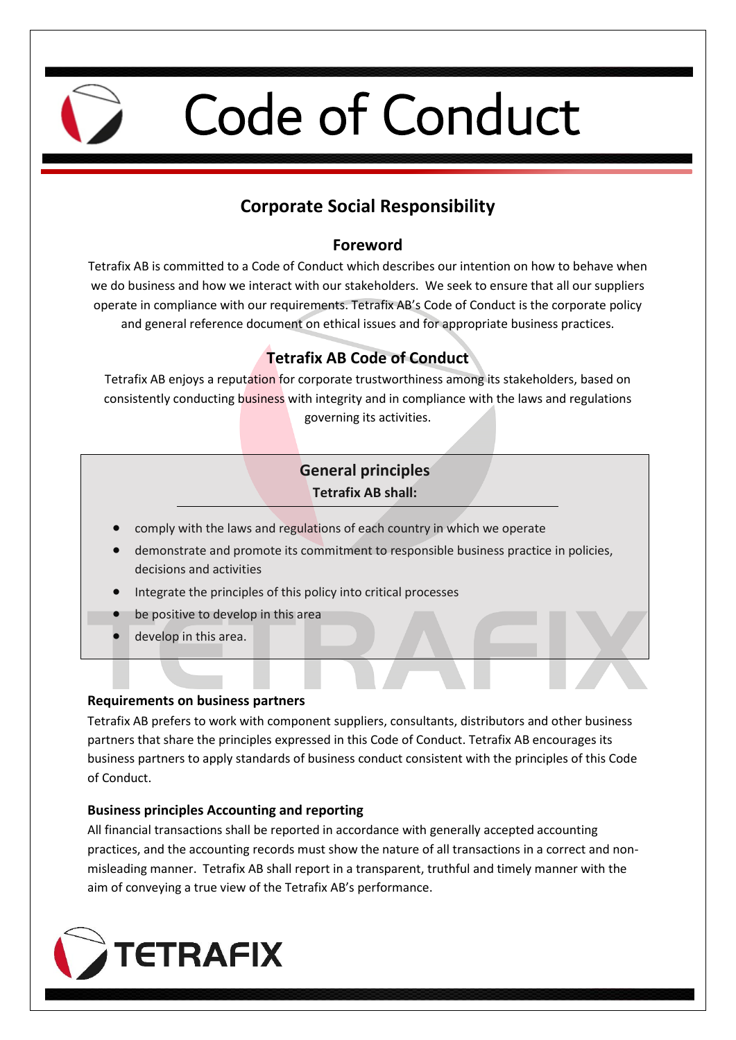# Code of Conduct

## Corporate Social Responsibility

### Foreword

Tetrafix AB is committed to a Code of Conduct which describes our intention on how to behave when we do business and how we interact with our stakeholders. We seek to ensure that all our suppliers operate in compliance with our requirements. Tetrafix AB's Code of Conduct is the corporate policy and general reference document on ethical issues and for appropriate business practices.

### Tetrafix AB Code of Conduct

Tetrafix AB enjoys a reputation for corporate trustworthiness among its stakeholders, based on consistently conducting business with integrity and in compliance with the laws and regulations governing its activities.

### General principles

**Tetrafix AB shall:**

- comply with the laws and regulations of each country in which we operate
- demonstrate and promote its commitment to responsible business practice in policies, decisions and activities
- Integrate the principles of this policy into critical processes
- be positive to develop in this area
- develop in this area.

**Requirements on business partners**

Tetrafix AB prefers to work with component suppliers, consultants, distributors and other business partners that share the principles expressed in this Code of Conduct. Tetrafix AB encourages its business partners to apply standards of business conduct consistent with the principles of this Code of Conduct.

**Business principles Accounting and reporting**

All financial transactions shall be reported in accordance with generally accepted accounting practices, and the accounting records must show the nature of all transactions in a correct and non-misleading manner. Tetrafix AB shall report in a transparent, truthful and timely manner with the aim of conveying a true view of the Tetrafix AB's performance.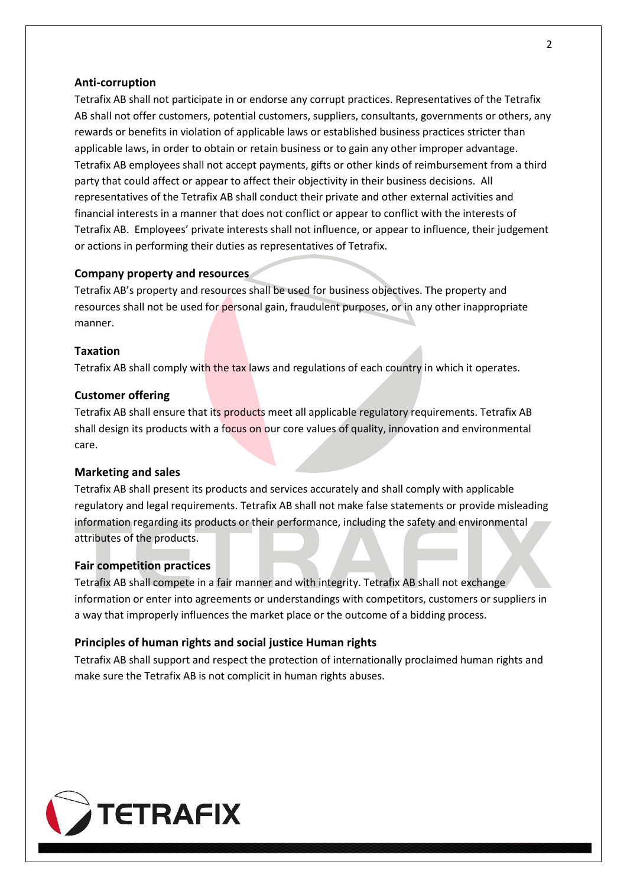### Anti-corruption

Tetrafix AB shall not participate in or endorse any corrupt practices. Representatives of the Tetrafix AB shall not offer customers, potential customers, suppliers, consultants, governments or others, any rewards or benefits in violation of applicable laws or established business practices stricter than applicable laws, in order to obtain or retain business or to gain any other improper advantage. Tetrafix AB employees shall not accept payments, gifts or other kinds of reimbursement from a third party that could affect or appear to affect their objectivity in their business decisions. All representatives of the Tetrafix AB shall conduct their private and other external activities and financial interests in a manner that does not conflict or appear to conflict with the interests of Tetrafix AB. Employees' private interests shall not influence, or appear to influence, their judgement or actions in performing their duties as representatives of Tetrafix.

### Company property and resources

Tetrafix AB's property and resources shall be used for business objectives. The property and resources shall not be used for personal gain, fraudulent purposes, or in any other inappropriate manner.

### Taxation

Tetrafix AB shall comply with the tax laws and regulations of each country in which it operates.

### Customer offering

Tetrafix AB shall ensure that its products meet all applicable regulatory requirements. Tetrafix AB shall design its products with a focus on our core values of quality, innovation and environmental care.

### Marketing and sales

Tetrafix AB shall present its products and services accurately and shall comply with applicable regulatory and legal requirements. Tetrafix AB shall not make false statements or provide misleading information regarding its products or their performance, including the safety and environmental attributes of the products.

### Fair competition practices

Tetrafix AB shall compete in a fair manner and with integrity. Tetrafix AB shall not exchange information or enter into agreements or understandings with competitors, customers or suppliers in a way that improperly influences the market place or the outcome of a bidding process.

### Principles of human rights and social justice Human rights

Tetrafix AB shall support and respect the protection of internationally proclaimed human rights and make sure the Tetrafix AB is not complicit in human rights abuses.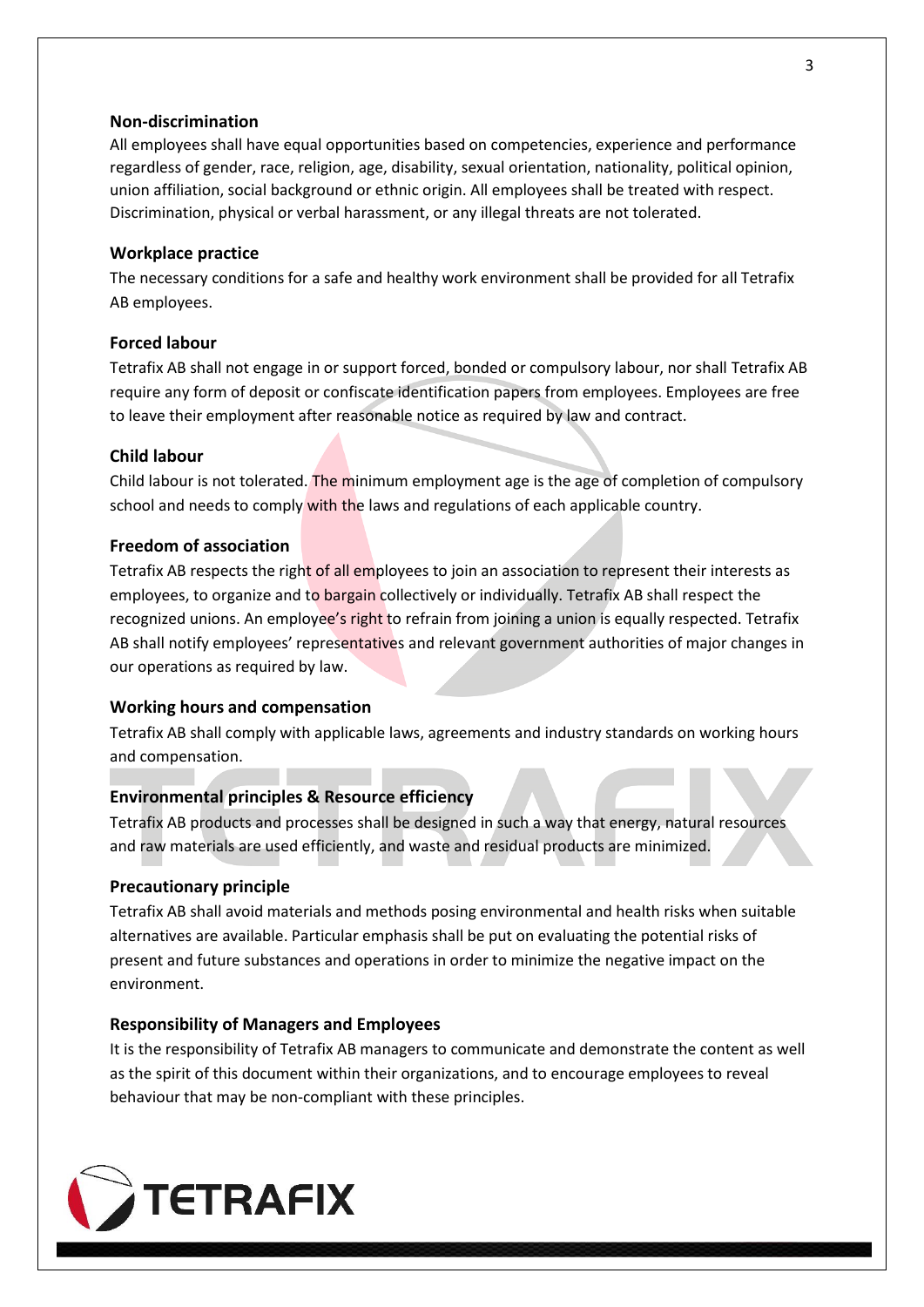### Non-discrimination

All employees shall have equal opportunities based on competencies, experience and performance regardless of gender, race, religion, age, disability, sexual orientation, nationality, political opinion, union affiliation, social background or ethnic origin. All employees shall be treated with respect. Discrimination, physical or verbal harassment, or any illegal threats are not tolerated.

### Workplace practice

The necessary conditions for a safe and healthy work environment shall be provided for all Tetrafix AB employees.

### Forced labour

Tetrafix AB shall not engage in or support forced, bonded or compulsory labour, nor shall Tetrafix AB require any form of deposit or confiscate identification papers from employees. Employees are free to leave their employment after reasonable notice as required by law and contract.

### Child labour

Child labour is not tolerated. The minimum employment age is the age of completion of compulsory school and needs to comply with the laws and regulations of each applicable country.

### Freedom of association

Tetrafix AB respects the right of all employees to join an association to represent their interests as employees, to organize and to bargain collectively or individually. Tetrafix AB shall respect the recognized unions. An employee's right to refrain from joining a union is equally respected. Tetrafix AB shall notify employees' representatives and relevant government authorities of major changes in our operations as required by law.

### Working hours and compensation

Tetrafix AB shall comply with applicable laws, agreements and industry standards on working hours and compensation.

### Environmental principles & Resource efficiency

Tetrafix AB products and processes shall be designed in such a way that energy, natural resources and raw materials are used efficiently, and waste and residual products are minimized.

### Precautionary principle

Tetrafix AB shall avoid materials and methods posing environmental and health risks when suitable alternatives are available. Particular emphasis shall be put on evaluating the potential risks of present and future substances and operations in order to minimize the negative impact on the environment.

### Responsibility of Managers and Employees

It is the responsibility of Tetrafix AB managers to communicate and demonstrate the content as well as the spirit of this document within their organizations, and to encourage employees to reveal behaviour that may be non-compliant with these principles.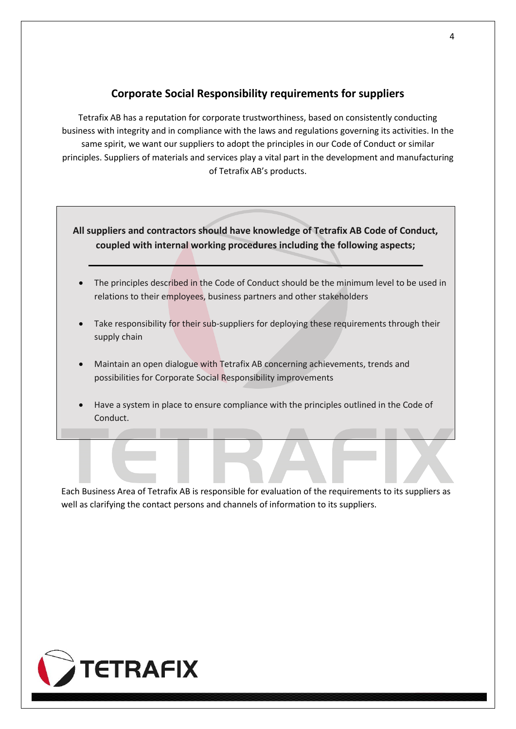## Corporate Social Responsibility requirements for suppliers

Tetrafix AB has a reputation for corporate trustworthiness, based on consistently conducting business with integrity and in compliance with the laws and regulations governing its activities. In the same spirit, we want our suppliers to adopt the principles in our Code of Conduct or similar principles. Suppliers of materials and services play a vital part in the development and manufacturing of Tetrafix AB's products.

**All suppliers and contractors should have knowledge of Tetrafix AB Code of Conduct, coupled with internal working procedures including the following aspects;**

- The principles described in the Code of Conduct should be the minimum level to be used in relations to their employees, business partners and other stakeholders
- Take responsibility for their sub-suppliers for deploying these requirements through their supply chain
- Maintain an open dialogue with Tetrafix AB concerning achievements, trends and possibilities for Corporate Social Responsibility improvements
- Have a system in place to ensure compliance with the principles outlined in the Code of Conduct.

Each Business Area of Tetrafix AB is responsible for evaluation of the requirements to its suppliers as well as clarifying the contact persons and channels of information to its suppliers.